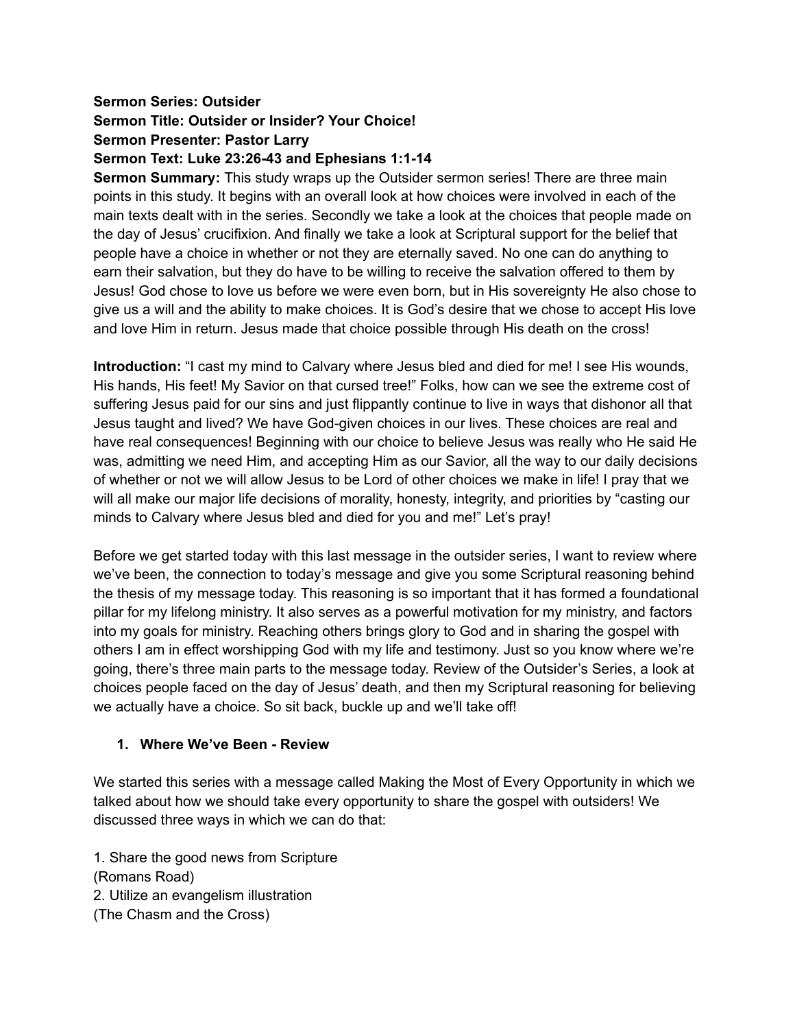**Sermon Series: Outsider**
**Sermon Title: Outsider or Insider? Your Choice!**
**Sermon Presenter: Pastor Larry**
**Sermon Text: Luke 23:26-43 and Ephesians 1:1-14**

**Sermon Summary:** This study wraps up the Outsider sermon series! There are three main points in this study. It begins with an overall look at how choices were involved in each of the main texts dealt with in the series. Secondly we take a look at the choices that people made on the day of Jesus' crucifixion. And finally we take a look at Scriptural support for the belief that people have a choice in whether or not they are eternally saved. No one can do anything to earn their salvation, but they do have to be willing to receive the salvation offered to them by Jesus! God chose to love us before we were even born, but in His sovereignty He also chose to give us a will and the ability to make choices. It is God's desire that we chose to accept His love and love Him in return. Jesus made that choice possible through His death on the cross!

**Introduction:** "I cast my mind to Calvary where Jesus bled and died for me! I see His wounds, His hands, His feet! My Savior on that cursed tree!" Folks, how can we see the extreme cost of suffering Jesus paid for our sins and just flippantly continue to live in ways that dishonor all that Jesus taught and lived? We have God-given choices in our lives. These choices are real and have real consequences! Beginning with our choice to believe Jesus was really who He said He was, admitting we need Him, and accepting Him as our Savior, all the way to our daily decisions of whether or not we will allow Jesus to be Lord of other choices we make in life! I pray that we will all make our major life decisions of morality, honesty, integrity, and priorities by "casting our minds to Calvary where Jesus bled and died for you and me!" Let's pray!

Before we get started today with this last message in the outsider series, I want to review where we've been, the connection to today's message and give you some Scriptural reasoning behind the thesis of my message today. This reasoning is so important that it has formed a foundational pillar for my lifelong ministry. It also serves as a powerful motivation for my ministry, and factors into my goals for ministry. Reaching others brings glory to God and in sharing the gospel with others I am in effect worshipping God with my life and testimony. Just so you know where we're going, there's three main parts to the message today. Review of the Outsider's Series, a look at choices people faced on the day of Jesus' death, and then my Scriptural reasoning for believing we actually have a choice. So sit back, buckle up and we'll take off!

1. **Where We've Been - Review**

We started this series with a message called Making the Most of Every Opportunity in which we talked about how we should take every opportunity to share the gospel with outsiders! We discussed three ways in which we can do that:

1. Share the good news from Scripture
(Romans Road)
2. Utilize an evangelism illustration
(The Chasm and the Cross)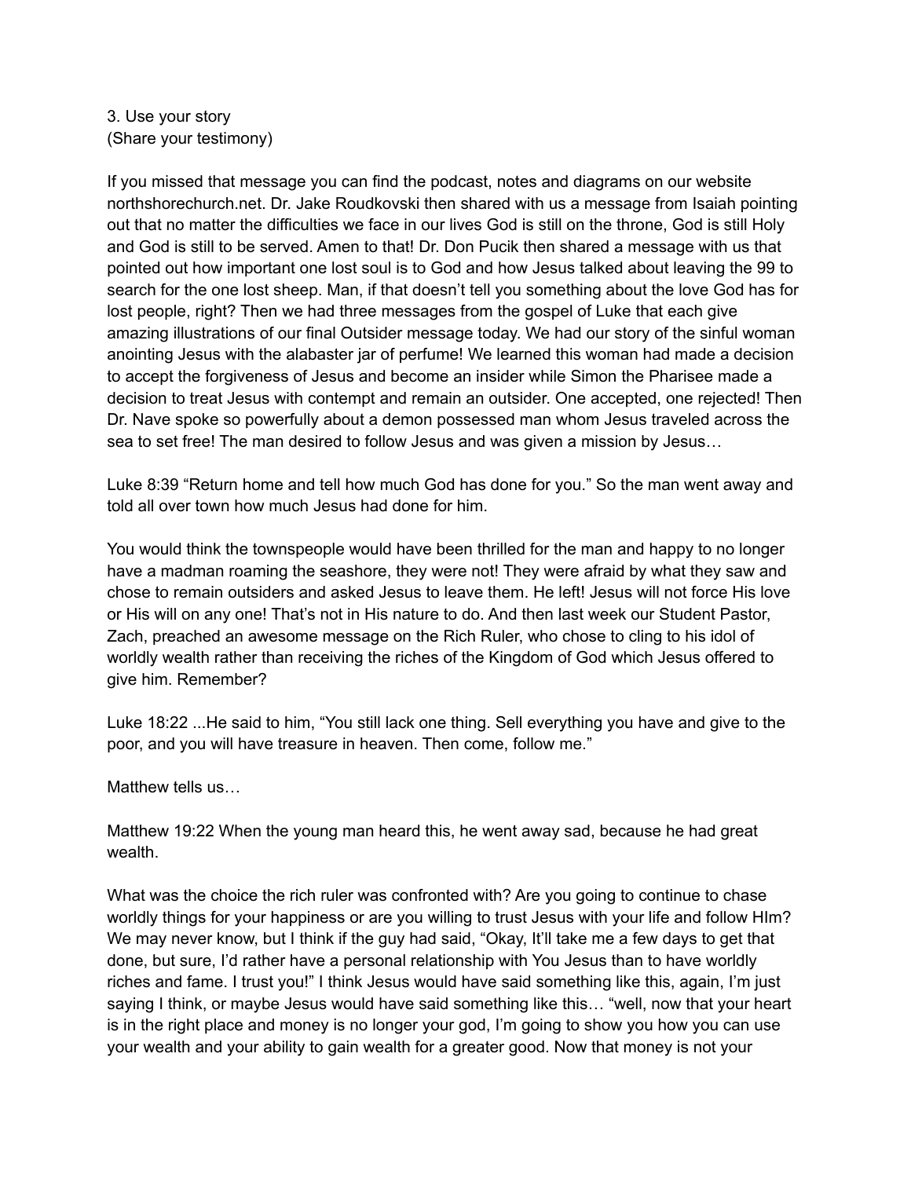3. Use your story
(Share your testimony)

If you missed that message you can find the podcast, notes and diagrams on our website northshorechurch.net. Dr. Jake Roudkovski then shared with us a message from Isaiah pointing out that no matter the difficulties we face in our lives God is still on the throne, God is still Holy and God is still to be served. Amen to that! Dr. Don Pucik then shared a message with us that pointed out how important one lost soul is to God and how Jesus talked about leaving the 99 to search for the one lost sheep. Man, if that doesn't tell you something about the love God has for lost people, right? Then we had three messages from the gospel of Luke that each give amazing illustrations of our final Outsider message today. We had our story of the sinful woman anointing Jesus with the alabaster jar of perfume! We learned this woman had made a decision to accept the forgiveness of Jesus and become an insider while Simon the Pharisee made a decision to treat Jesus with contempt and remain an outsider. One accepted, one rejected! Then Dr. Nave spoke so powerfully about a demon possessed man whom Jesus traveled across the sea to set free! The man desired to follow Jesus and was given a mission by Jesus…

Luke 8:39 "Return home and tell how much God has done for you." So the man went away and told all over town how much Jesus had done for him.

You would think the townspeople would have been thrilled for the man and happy to no longer have a madman roaming the seashore, they were not! They were afraid by what they saw and chose to remain outsiders and asked Jesus to leave them. He left! Jesus will not force His love or His will on any one! That's not in His nature to do. And then last week our Student Pastor, Zach, preached an awesome message on the Rich Ruler, who chose to cling to his idol of worldly wealth rather than receiving the riches of the Kingdom of God which Jesus offered to give him. Remember?

Luke 18:22 ...He said to him, "You still lack one thing. Sell everything you have and give to the poor, and you will have treasure in heaven. Then come, follow me."

Matthew tells us…

Matthew 19:22 When the young man heard this, he went away sad, because he had great wealth.

What was the choice the rich ruler was confronted with? Are you going to continue to chase worldly things for your happiness or are you willing to trust Jesus with your life and follow HIm? We may never know, but I think if the guy had said, "Okay, It'll take me a few days to get that done, but sure, I'd rather have a personal relationship with You Jesus than to have worldly riches and fame. I trust you!" I think Jesus would have said something like this, again, I'm just saying I think, or maybe Jesus would have said something like this… "well, now that your heart is in the right place and money is no longer your god, I'm going to show you how you can use your wealth and your ability to gain wealth for a greater good. Now that money is not your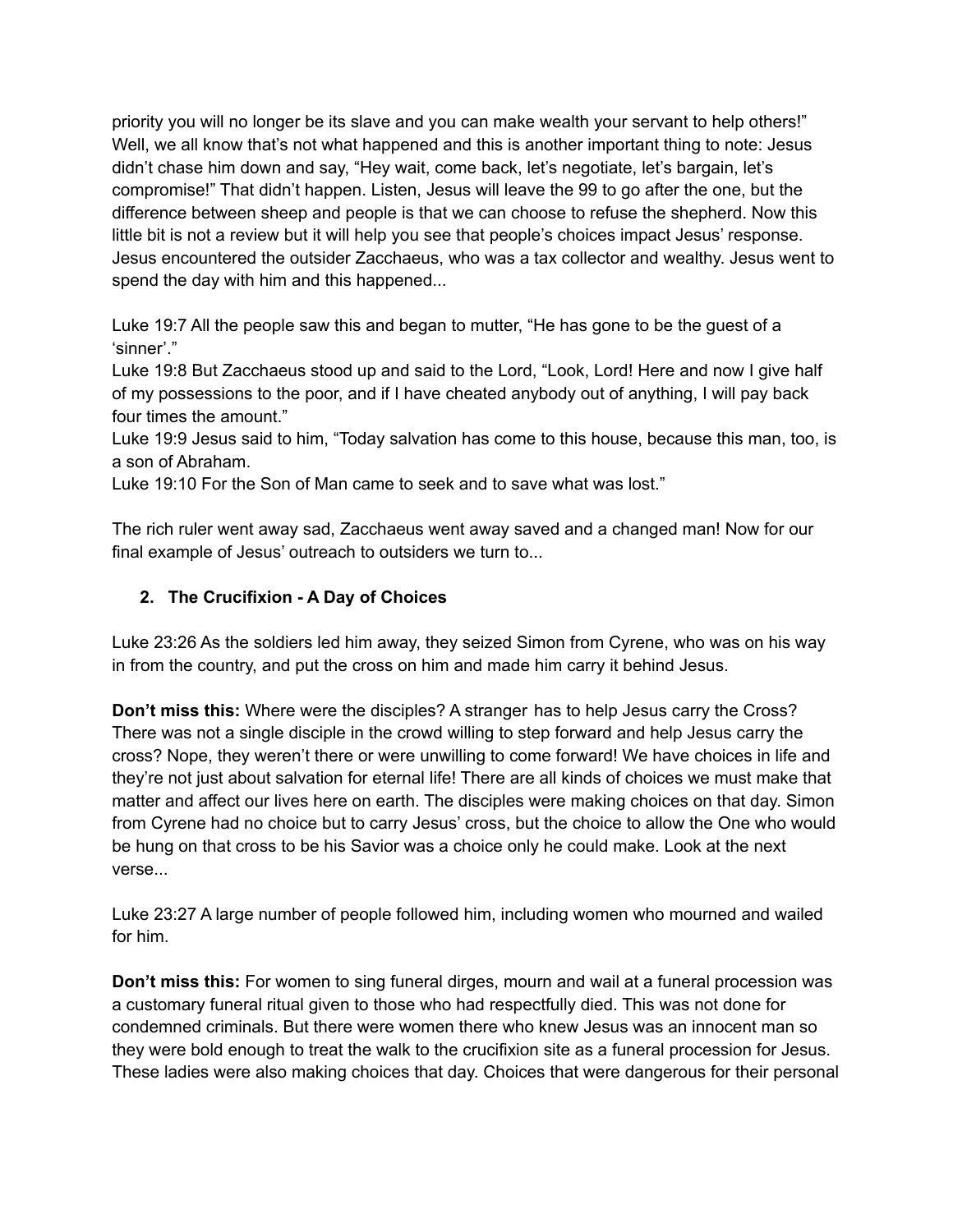priority you will no longer be its slave and you can make wealth your servant to help others!" Well, we all know that's not what happened and this is another important thing to note: Jesus didn't chase him down and say, "Hey wait, come back, let's negotiate, let's bargain, let's compromise!" That didn't happen. Listen, Jesus will leave the 99 to go after the one, but the difference between sheep and people is that we can choose to refuse the shepherd. Now this little bit is not a review but it will help you see that people's choices impact Jesus' response. Jesus encountered the outsider Zacchaeus, who was a tax collector and wealthy. Jesus went to spend the day with him and this happened...

Luke 19:7 All the people saw this and began to mutter, "He has gone to be the guest of a 'sinner'."
Luke 19:8 But Zacchaeus stood up and said to the Lord, "Look, Lord! Here and now I give half of my possessions to the poor, and if I have cheated anybody out of anything, I will pay back four times the amount."
Luke 19:9 Jesus said to him, "Today salvation has come to this house, because this man, too, is a son of Abraham.
Luke 19:10 For the Son of Man came to seek and to save what was lost."

The rich ruler went away sad, Zacchaeus went away saved and a changed man! Now for our final example of Jesus' outreach to outsiders we turn to...

2. **The Crucifixion - A Day of Choices**

Luke 23:26 As the soldiers led him away, they seized Simon from Cyrene, who was on his way in from the country, and put the cross on him and made him carry it behind Jesus.

**Don't miss this:** Where were the disciples? A stranger has to help Jesus carry the Cross? There was not a single disciple in the crowd willing to step forward and help Jesus carry the cross? Nope, they weren't there or were unwilling to come forward! We have choices in life and they're not just about salvation for eternal life! There are all kinds of choices we must make that matter and affect our lives here on earth. The disciples were making choices on that day. Simon from Cyrene had no choice but to carry Jesus' cross, but the choice to allow the One who would be hung on that cross to be his Savior was a choice only he could make. Look at the next verse...

Luke 23:27 A large number of people followed him, including women who mourned and wailed for him.

**Don't miss this:** For women to sing funeral dirges, mourn and wail at a funeral procession was a customary funeral ritual given to those who had respectfully died. This was not done for condemned criminals. But there were women there who knew Jesus was an innocent man so they were bold enough to treat the walk to the crucifixion site as a funeral procession for Jesus. These ladies were also making choices that day. Choices that were dangerous for their personal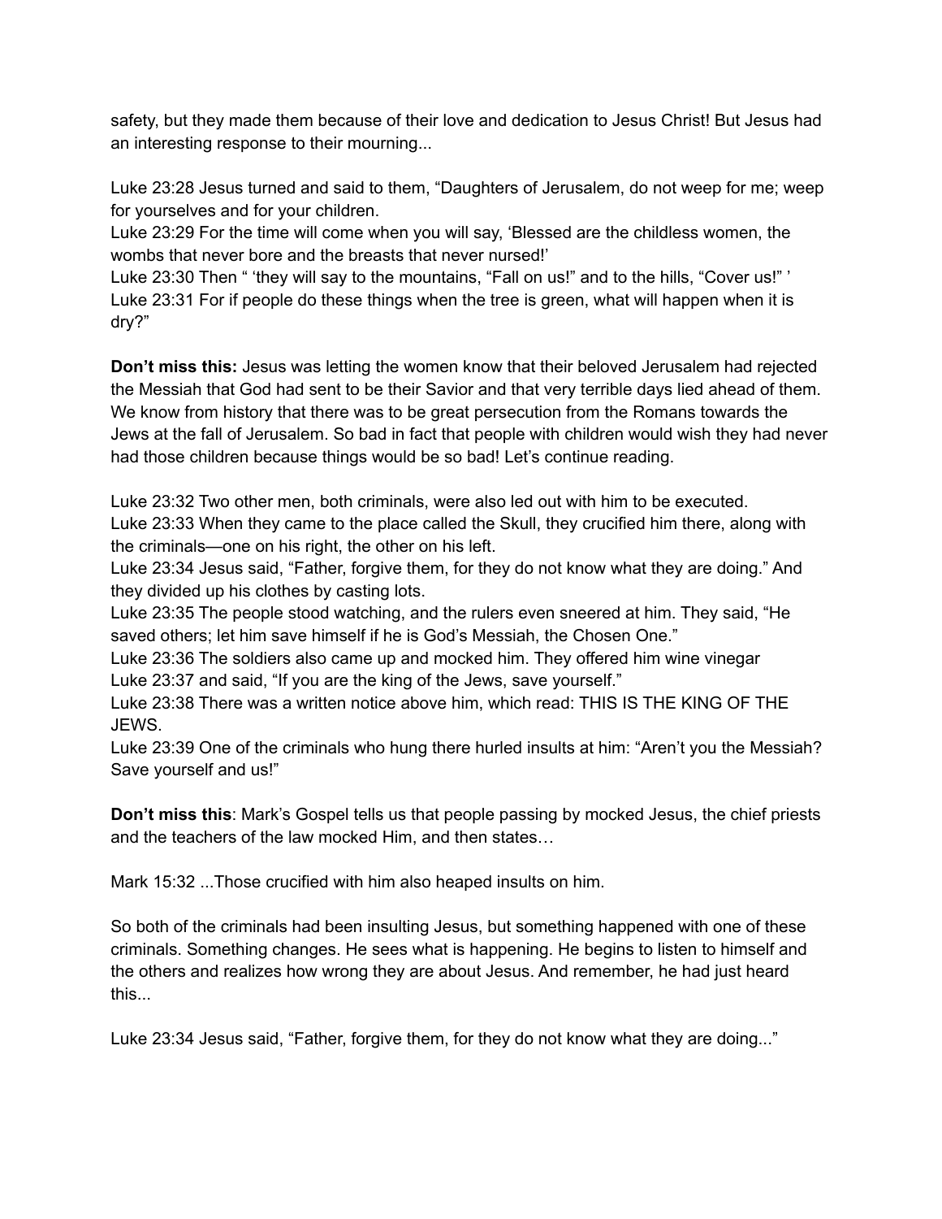safety, but they made them because of their love and dedication to Jesus Christ! But Jesus had an interesting response to their mourning...

Luke 23:28 Jesus turned and said to them, “Daughters of Jerusalem, do not weep for me; weep for yourselves and for your children.
Luke 23:29 For the time will come when you will say, ‘Blessed are the childless women, the wombs that never bore and the breasts that never nursed!’
Luke 23:30 Then “ ‘they will say to the mountains, “Fall on us!” and to the hills, “Cover us!” ’
Luke 23:31 For if people do these things when the tree is green, what will happen when it is dry?”

**Don’t miss this:** Jesus was letting the women know that their beloved Jerusalem had rejected the Messiah that God had sent to be their Savior and that very terrible days lied ahead of them. We know from history that there was to be great persecution from the Romans towards the Jews at the fall of Jerusalem. So bad in fact that people with children would wish they had never had those children because things would be so bad! Let’s continue reading.

Luke 23:32 Two other men, both criminals, were also led out with him to be executed.
Luke 23:33 When they came to the place called the Skull, they crucified him there, along with the criminals—one on his right, the other on his left.
Luke 23:34 Jesus said, “Father, forgive them, for they do not know what they are doing.” And they divided up his clothes by casting lots.
Luke 23:35 The people stood watching, and the rulers even sneered at him. They said, “He saved others; let him save himself if he is God’s Messiah, the Chosen One.”
Luke 23:36 The soldiers also came up and mocked him. They offered him wine vinegar
Luke 23:37 and said, “If you are the king of the Jews, save yourself.”
Luke 23:38 There was a written notice above him, which read: THIS IS THE KING OF THE JEWS.
Luke 23:39 One of the criminals who hung there hurled insults at him: “Aren’t you the Messiah? Save yourself and us!”

**Don’t miss this**: Mark’s Gospel tells us that people passing by mocked Jesus, the chief priests and the teachers of the law mocked Him, and then states…

Mark 15:32 ...Those crucified with him also heaped insults on him.

So both of the criminals had been insulting Jesus, but something happened with one of these criminals. Something changes. He sees what is happening. He begins to listen to himself and the others and realizes how wrong they are about Jesus. And remember, he had just heard this...

Luke 23:34 Jesus said, “Father, forgive them, for they do not know what they are doing...”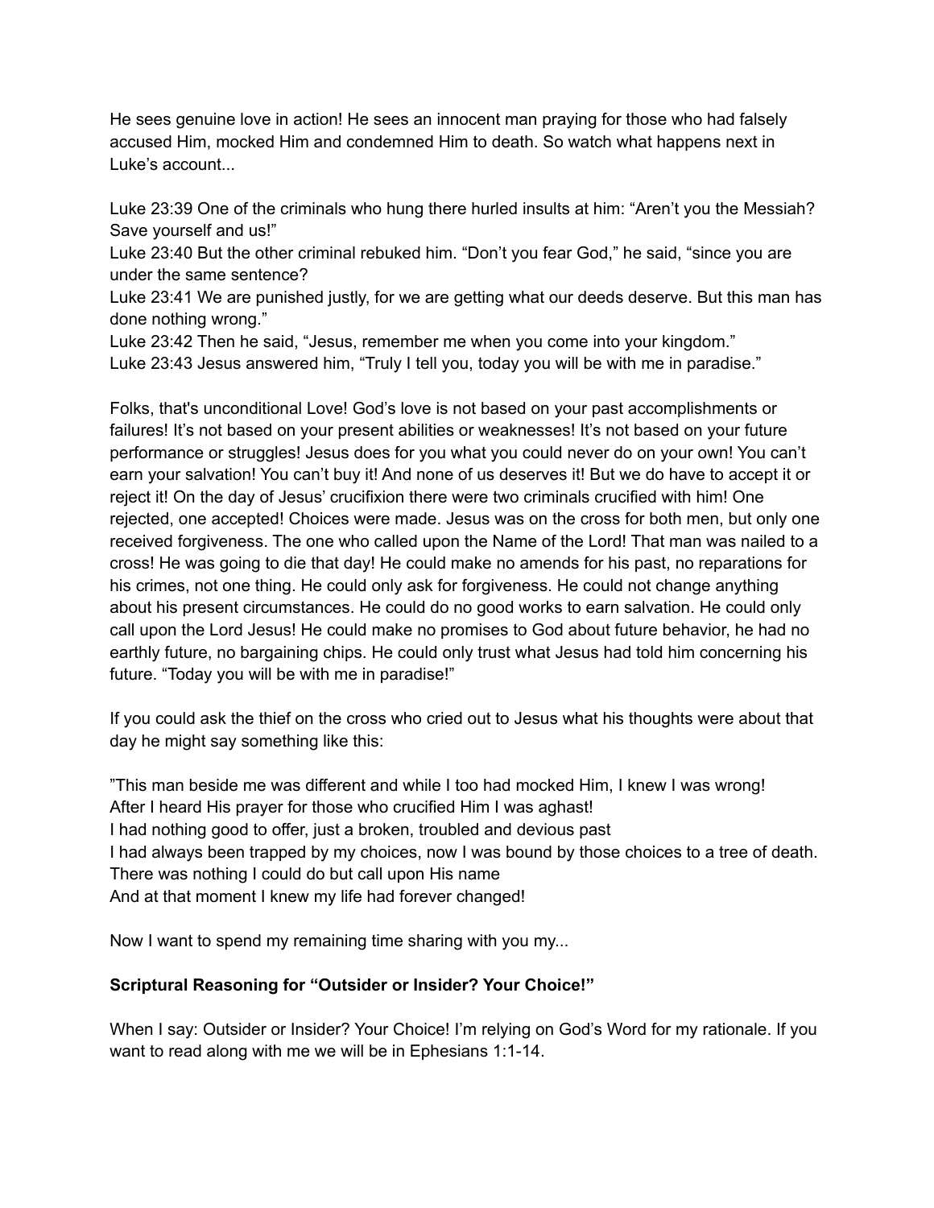He sees genuine love in action! He sees an innocent man praying for those who had falsely accused Him, mocked Him and condemned Him to death. So watch what happens next in Luke's account...

Luke 23:39 One of the criminals who hung there hurled insults at him: "Aren't you the Messiah? Save yourself and us!"
Luke 23:40 But the other criminal rebuked him. "Don't you fear God," he said, "since you are under the same sentence?
Luke 23:41 We are punished justly, for we are getting what our deeds deserve. But this man has done nothing wrong."
Luke 23:42 Then he said, "Jesus, remember me when you come into your kingdom."
Luke 23:43 Jesus answered him, "Truly I tell you, today you will be with me in paradise."

Folks, that's unconditional Love! God's love is not based on your past accomplishments or failures! It's not based on your present abilities or weaknesses! It's not based on your future performance or struggles! Jesus does for you what you could never do on your own! You can't earn your salvation! You can't buy it! And none of us deserves it! But we do have to accept it or reject it! On the day of Jesus' crucifixion there were two criminals crucified with him! One rejected, one accepted! Choices were made. Jesus was on the cross for both men, but only one received forgiveness. The one who called upon the Name of the Lord! That man was nailed to a cross! He was going to die that day! He could make no amends for his past, no reparations for his crimes, not one thing. He could only ask for forgiveness. He could not change anything about his present circumstances. He could do no good works to earn salvation. He could only call upon the Lord Jesus! He could make no promises to God about future behavior, he had no earthly future, no bargaining chips. He could only trust what Jesus had told him concerning his future. "Today you will be with me in paradise!"

If you could ask the thief on the cross who cried out to Jesus what his thoughts were about that day he might say something like this:

"This man beside me was different and while I too had mocked Him, I knew I was wrong!
After I heard His prayer for those who crucified Him I was aghast!
I had nothing good to offer, just a broken, troubled and devious past
I had always been trapped by my choices, now I was bound by those choices to a tree of death.
There was nothing I could do but call upon His name
And at that moment I knew my life had forever changed!

Now I want to spend my remaining time sharing with you my...

**Scriptural Reasoning for "Outsider or Insider? Your Choice!"**

When I say: Outsider or Insider? Your Choice! I'm relying on God's Word for my rationale. If you want to read along with me we will be in Ephesians 1:1-14.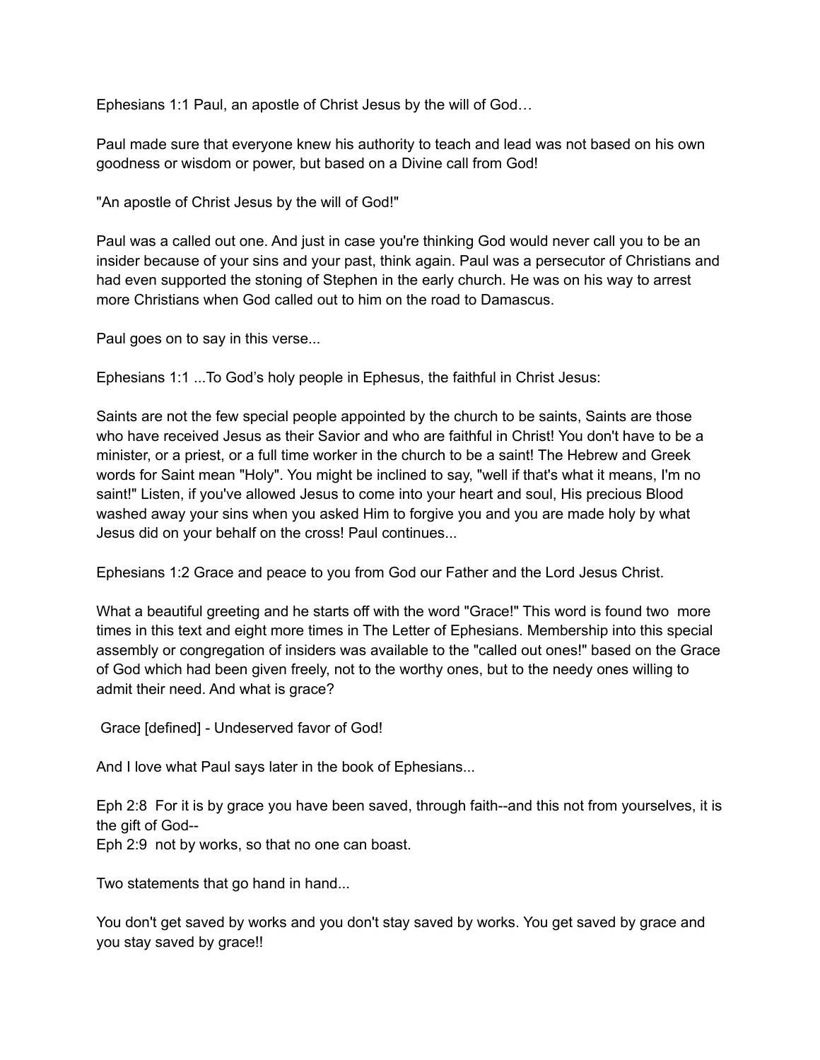Ephesians 1:1 Paul, an apostle of Christ Jesus by the will of God…

Paul made sure that everyone knew his authority to teach and lead was not based on his own goodness or wisdom or power, but based on a Divine call from God!

"An apostle of Christ Jesus by the will of God!"

Paul was a called out one. And just in case you're thinking God would never call you to be an insider because of your sins and your past, think again. Paul was a persecutor of Christians and had even supported the stoning of Stephen in the early church. He was on his way to arrest more Christians when God called out to him on the road to Damascus.

Paul goes on to say in this verse...

Ephesians 1:1 ...To God's holy people in Ephesus, the faithful in Christ Jesus:

Saints are not the few special people appointed by the church to be saints, Saints are those who have received Jesus as their Savior and who are faithful in Christ! You don't have to be a minister, or a priest, or a full time worker in the church to be a saint! The Hebrew and Greek words for Saint mean "Holy". You might be inclined to say, "well if that's what it means, I'm no saint!" Listen, if you've allowed Jesus to come into your heart and soul, His precious Blood washed away your sins when you asked Him to forgive you and you are made holy by what Jesus did on your behalf on the cross! Paul continues...

Ephesians 1:2 Grace and peace to you from God our Father and the Lord Jesus Christ.

What a beautiful greeting and he starts off with the word "Grace!" This word is found two more times in this text and eight more times in The Letter of Ephesians. Membership into this special assembly or congregation of insiders was available to the "called out ones!" based on the Grace of God which had been given freely, not to the worthy ones, but to the needy ones willing to admit their need. And what is grace?

Grace [defined] - Undeserved favor of God!

And I love what Paul says later in the book of Ephesians...

Eph 2:8 For it is by grace you have been saved, through faith--and this not from yourselves, it is the gift of God--
Eph 2:9 not by works, so that no one can boast.

Two statements that go hand in hand...

You don't get saved by works and you don't stay saved by works. You get saved by grace and you stay saved by grace!!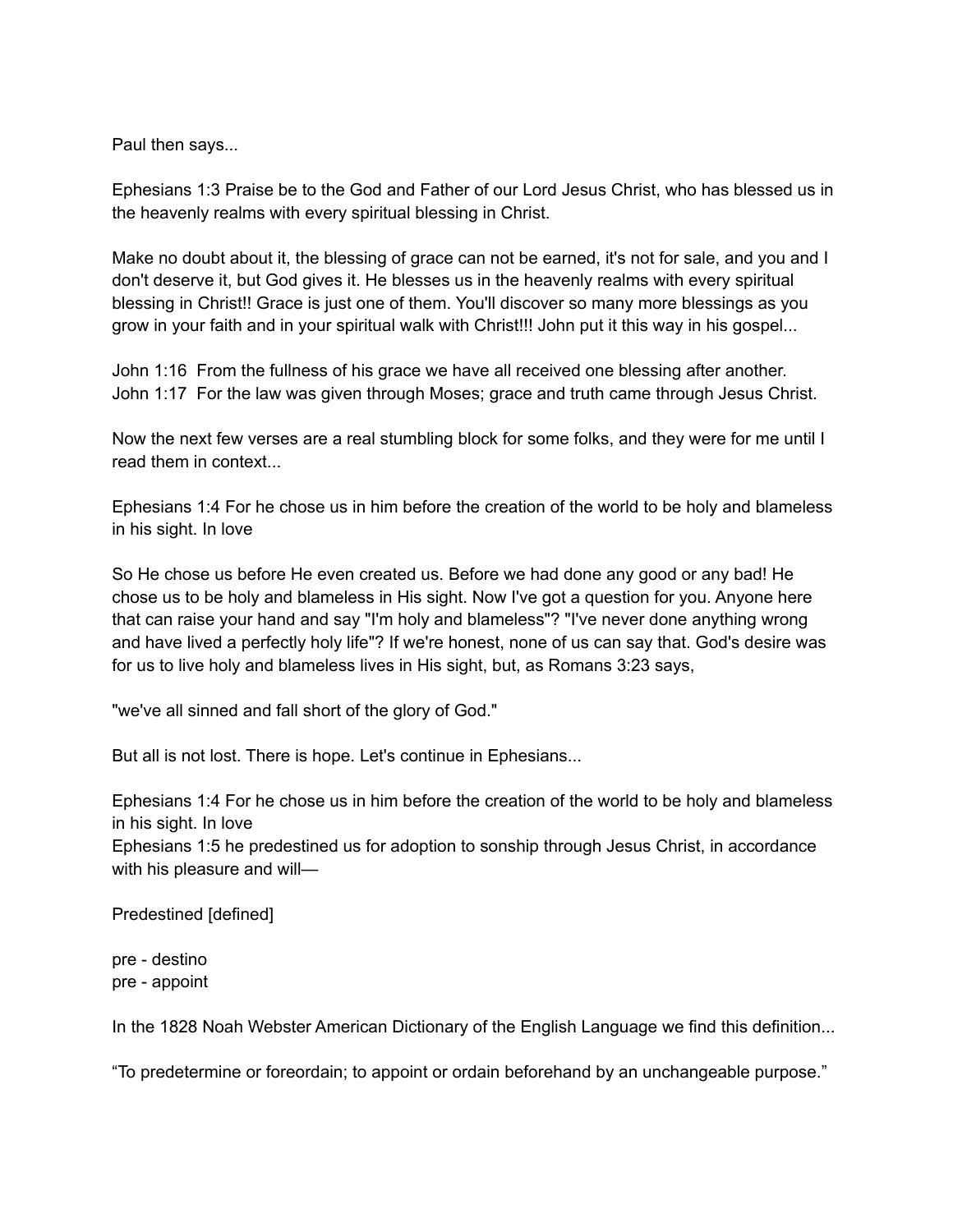Paul then says...

Ephesians 1:3 Praise be to the God and Father of our Lord Jesus Christ, who has blessed us in the heavenly realms with every spiritual blessing in Christ.

Make no doubt about it, the blessing of grace can not be earned, it's not for sale, and you and I don't deserve it, but God gives it. He blesses us in the heavenly realms with every spiritual blessing in Christ!! Grace is just one of them. You'll discover so many more blessings as you grow in your faith and in your spiritual walk with Christ!!! John put it this way in his gospel...

John 1:16 From the fullness of his grace we have all received one blessing after another.
John 1:17 For the law was given through Moses; grace and truth came through Jesus Christ.

Now the next few verses are a real stumbling block for some folks, and they were for me until I read them in context...

Ephesians 1:4 For he chose us in him before the creation of the world to be holy and blameless in his sight. In love

So He chose us before He even created us. Before we had done any good or any bad! He chose us to be holy and blameless in His sight. Now I've got a question for you. Anyone here that can raise your hand and say "I'm holy and blameless"? "I've never done anything wrong and have lived a perfectly holy life"? If we're honest, none of us can say that. God's desire was for us to live holy and blameless lives in His sight, but, as Romans 3:23 says,

"we've all sinned and fall short of the glory of God."

But all is not lost. There is hope. Let's continue in Ephesians...

Ephesians 1:4 For he chose us in him before the creation of the world to be holy and blameless in his sight. In love
Ephesians 1:5 he predestined us for adoption to sonship through Jesus Christ, in accordance with his pleasure and will—

Predestined [defined]

pre - destino
pre - appoint

In the 1828 Noah Webster American Dictionary of the English Language we find this definition...

“To predetermine or foreordain; to appoint or ordain beforehand by an unchangeable purpose.”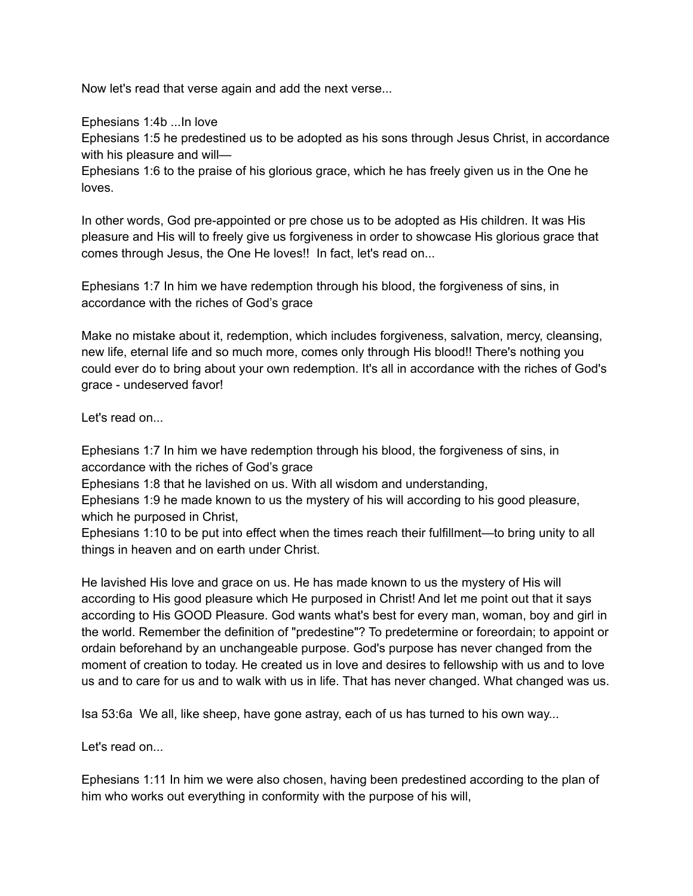Now let's read that verse again and add the next verse...

Ephesians 1:4b ...In love
Ephesians 1:5 he predestined us to be adopted as his sons through Jesus Christ, in accordance with his pleasure and will—
Ephesians 1:6 to the praise of his glorious grace, which he has freely given us in the One he loves.

In other words, God pre-appointed or pre chose us to be adopted as His children. It was His pleasure and His will to freely give us forgiveness in order to showcase His glorious grace that comes through Jesus, the One He loves!! In fact, let's read on...

Ephesians 1:7 In him we have redemption through his blood, the forgiveness of sins, in accordance with the riches of God's grace

Make no mistake about it, redemption, which includes forgiveness, salvation, mercy, cleansing, new life, eternal life and so much more, comes only through His blood!! There's nothing you could ever do to bring about your own redemption. It's all in accordance with the riches of God's grace - undeserved favor!

Let's read on...

Ephesians 1:7 In him we have redemption through his blood, the forgiveness of sins, in accordance with the riches of God's grace
Ephesians 1:8 that he lavished on us. With all wisdom and understanding,
Ephesians 1:9 he made known to us the mystery of his will according to his good pleasure, which he purposed in Christ,
Ephesians 1:10 to be put into effect when the times reach their fulfillment—to bring unity to all things in heaven and on earth under Christ.

He lavished His love and grace on us. He has made known to us the mystery of His will according to His good pleasure which He purposed in Christ! And let me point out that it says according to His GOOD Pleasure. God wants what's best for every man, woman, boy and girl in the world. Remember the definition of "predestine"? To predetermine or foreordain; to appoint or ordain beforehand by an unchangeable purpose. God's purpose has never changed from the moment of creation to today. He created us in love and desires to fellowship with us and to love us and to care for us and to walk with us in life. That has never changed. What changed was us.

Isa 53:6a We all, like sheep, have gone astray, each of us has turned to his own way...

Let's read on...

Ephesians 1:11 In him we were also chosen, having been predestined according to the plan of him who works out everything in conformity with the purpose of his will,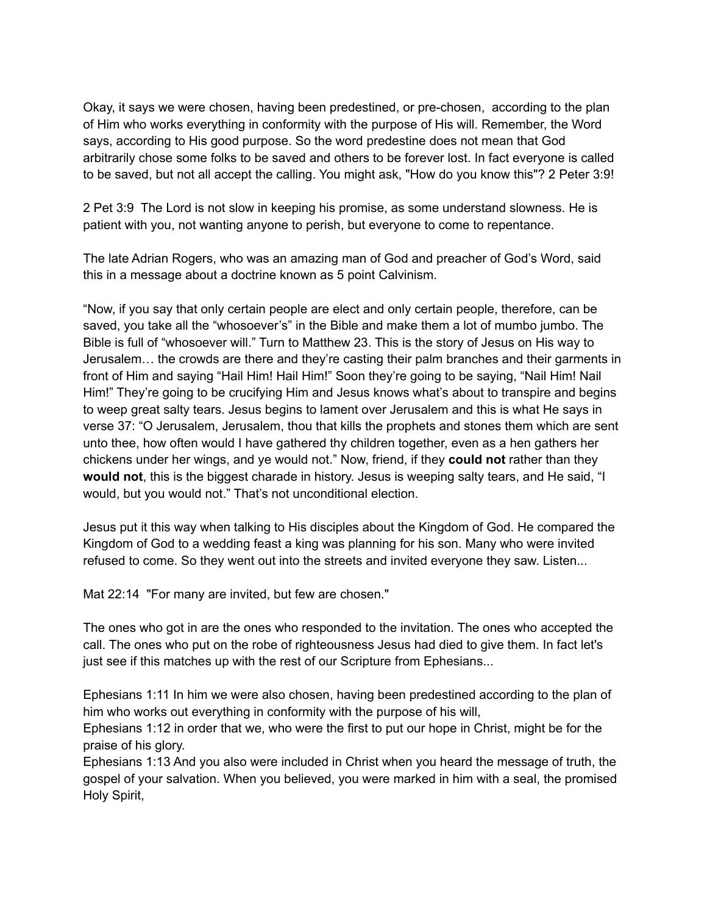Okay, it says we were chosen, having been predestined, or pre-chosen, according to the plan of Him who works everything in conformity with the purpose of His will. Remember, the Word says, according to His good purpose. So the word predestine does not mean that God arbitrarily chose some folks to be saved and others to be forever lost. In fact everyone is called to be saved, but not all accept the calling. You might ask, "How do you know this"? 2 Peter 3:9!

2 Pet 3:9 The Lord is not slow in keeping his promise, as some understand slowness. He is patient with you, not wanting anyone to perish, but everyone to come to repentance.

The late Adrian Rogers, who was an amazing man of God and preacher of God's Word, said this in a message about a doctrine known as 5 point Calvinism.

"Now, if you say that only certain people are elect and only certain people, therefore, can be saved, you take all the "whosoever's" in the Bible and make them a lot of mumbo jumbo. The Bible is full of "whosoever will." Turn to Matthew 23. This is the story of Jesus on His way to Jerusalem… the crowds are there and they're casting their palm branches and their garments in front of Him and saying "Hail Him! Hail Him!" Soon they're going to be saying, "Nail Him! Nail Him!" They're going to be crucifying Him and Jesus knows what's about to transpire and begins to weep great salty tears. Jesus begins to lament over Jerusalem and this is what He says in verse 37: "O Jerusalem, Jerusalem, thou that kills the prophets and stones them which are sent unto thee, how often would I have gathered thy children together, even as a hen gathers her chickens under her wings, and ye would not." Now, friend, if they **could not** rather than they **would not**, this is the biggest charade in history. Jesus is weeping salty tears, and He said, "I would, but you would not." That's not unconditional election.

Jesus put it this way when talking to His disciples about the Kingdom of God. He compared the Kingdom of God to a wedding feast a king was planning for his son. Many who were invited refused to come. So they went out into the streets and invited everyone they saw. Listen...

Mat 22:14 "For many are invited, but few are chosen."

The ones who got in are the ones who responded to the invitation. The ones who accepted the call. The ones who put on the robe of righteousness Jesus had died to give them. In fact let's just see if this matches up with the rest of our Scripture from Ephesians...

Ephesians 1:11 In him we were also chosen, having been predestined according to the plan of him who works out everything in conformity with the purpose of his will,
Ephesians 1:12 in order that we, who were the first to put our hope in Christ, might be for the praise of his glory.
Ephesians 1:13 And you also were included in Christ when you heard the message of truth, the gospel of your salvation. When you believed, you were marked in him with a seal, the promised Holy Spirit,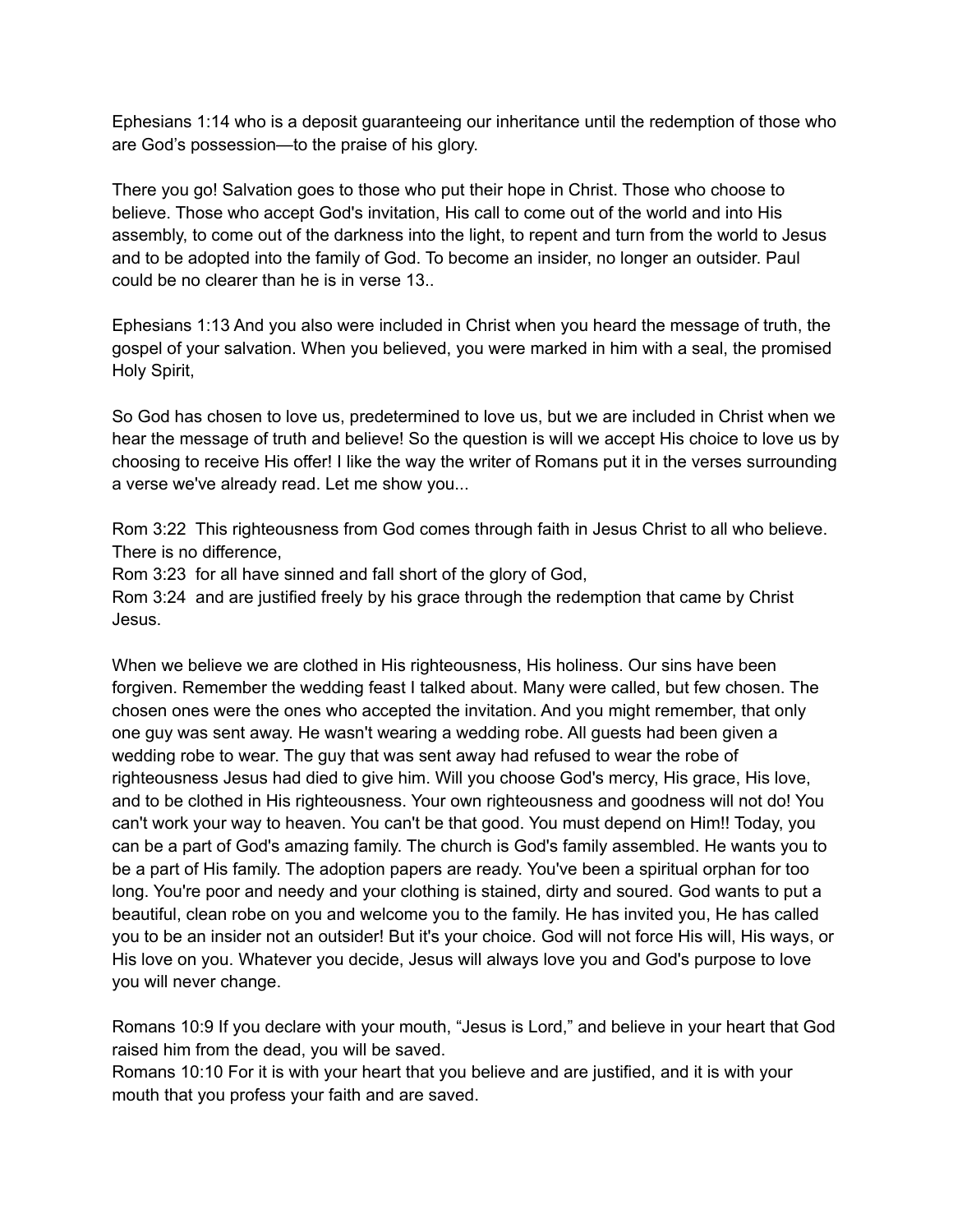Ephesians 1:14 who is a deposit guaranteeing our inheritance until the redemption of those who are God's possession—to the praise of his glory.

There you go! Salvation goes to those who put their hope in Christ. Those who choose to believe. Those who accept God's invitation, His call to come out of the world and into His assembly, to come out of the darkness into the light, to repent and turn from the world to Jesus and to be adopted into the family of God. To become an insider, no longer an outsider. Paul could be no clearer than he is in verse 13..

Ephesians 1:13 And you also were included in Christ when you heard the message of truth, the gospel of your salvation. When you believed, you were marked in him with a seal, the promised Holy Spirit,

So God has chosen to love us, predetermined to love us, but we are included in Christ when we hear the message of truth and believe! So the question is will we accept His choice to love us by choosing to receive His offer! I like the way the writer of Romans put it in the verses surrounding a verse we've already read. Let me show you...

Rom 3:22 This righteousness from God comes through faith in Jesus Christ to all who believe. There is no difference,
Rom 3:23 for all have sinned and fall short of the glory of God,
Rom 3:24 and are justified freely by his grace through the redemption that came by Christ Jesus.

When we believe we are clothed in His righteousness, His holiness. Our sins have been forgiven. Remember the wedding feast I talked about. Many were called, but few chosen. The chosen ones were the ones who accepted the invitation. And you might remember, that only one guy was sent away. He wasn't wearing a wedding robe. All guests had been given a wedding robe to wear. The guy that was sent away had refused to wear the robe of righteousness Jesus had died to give him. Will you choose God's mercy, His grace, His love, and to be clothed in His righteousness. Your own righteousness and goodness will not do! You can't work your way to heaven. You can't be that good. You must depend on Him!! Today, you can be a part of God's amazing family. The church is God's family assembled. He wants you to be a part of His family. The adoption papers are ready. You've been a spiritual orphan for too long. You're poor and needy and your clothing is stained, dirty and soured. God wants to put a beautiful, clean robe on you and welcome you to the family. He has invited you, He has called you to be an insider not an outsider! But it's your choice. God will not force His will, His ways, or His love on you. Whatever you decide, Jesus will always love you and God's purpose to love you will never change.

Romans 10:9 If you declare with your mouth, "Jesus is Lord," and believe in your heart that God raised him from the dead, you will be saved.
Romans 10:10 For it is with your heart that you believe and are justified, and it is with your mouth that you profess your faith and are saved.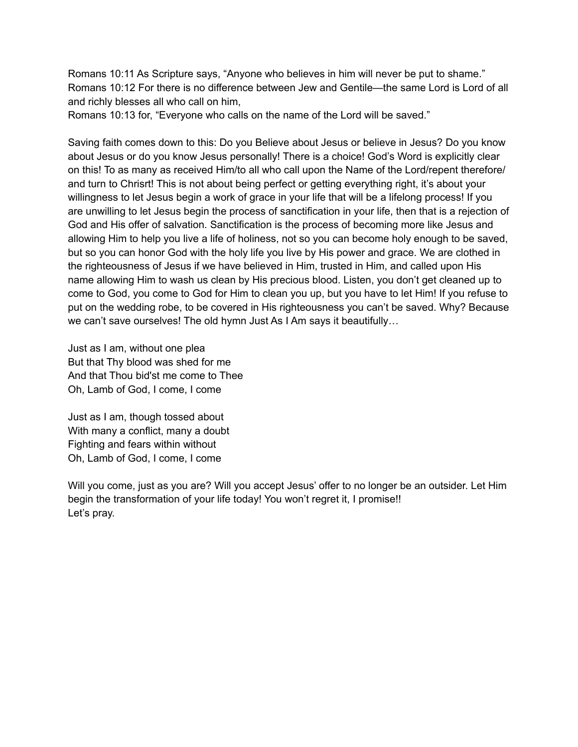Romans 10:11 As Scripture says, “Anyone who believes in him will never be put to shame.”
Romans 10:12 For there is no difference between Jew and Gentile—the same Lord is Lord of all and richly blesses all who call on him,
Romans 10:13 for, “Everyone who calls on the name of the Lord will be saved.”

Saving faith comes down to this: Do you Believe about Jesus or believe in Jesus? Do you know about Jesus or do you know Jesus personally! There is a choice! God’s Word is explicitly clear on this! To as many as received Him/to all who call upon the Name of the Lord/repent therefore/ and turn to Chrisrt! This is not about being perfect or getting everything right, it’s about your willingness to let Jesus begin a work of grace in your life that will be a lifelong process! If you are unwilling to let Jesus begin the process of sanctification in your life, then that is a rejection of God and His offer of salvation. Sanctification is the process of becoming more like Jesus and allowing Him to help you live a life of holiness, not so you can become holy enough to be saved, but so you can honor God with the holy life you live by His power and grace. We are clothed in the righteousness of Jesus if we have believed in Him, trusted in Him, and called upon His name allowing Him to wash us clean by His precious blood. Listen, you don’t get cleaned up to come to God, you come to God for Him to clean you up, but you have to let Him! If you refuse to put on the wedding robe, to be covered in His righteousness you can’t be saved. Why? Because we can’t save ourselves! The old hymn Just As I Am says it beautifully…

Just as I am, without one plea
But that Thy blood was shed for me
And that Thou bid'st me come to Thee
Oh, Lamb of God, I come, I come

Just as I am, though tossed about
With many a conflict, many a doubt
Fighting and fears within without
Oh, Lamb of God, I come, I come

Will you come, just as you are? Will you accept Jesus’ offer to no longer be an outsider. Let Him begin the transformation of your life today! You won’t regret it, I promise!!
Let’s pray.